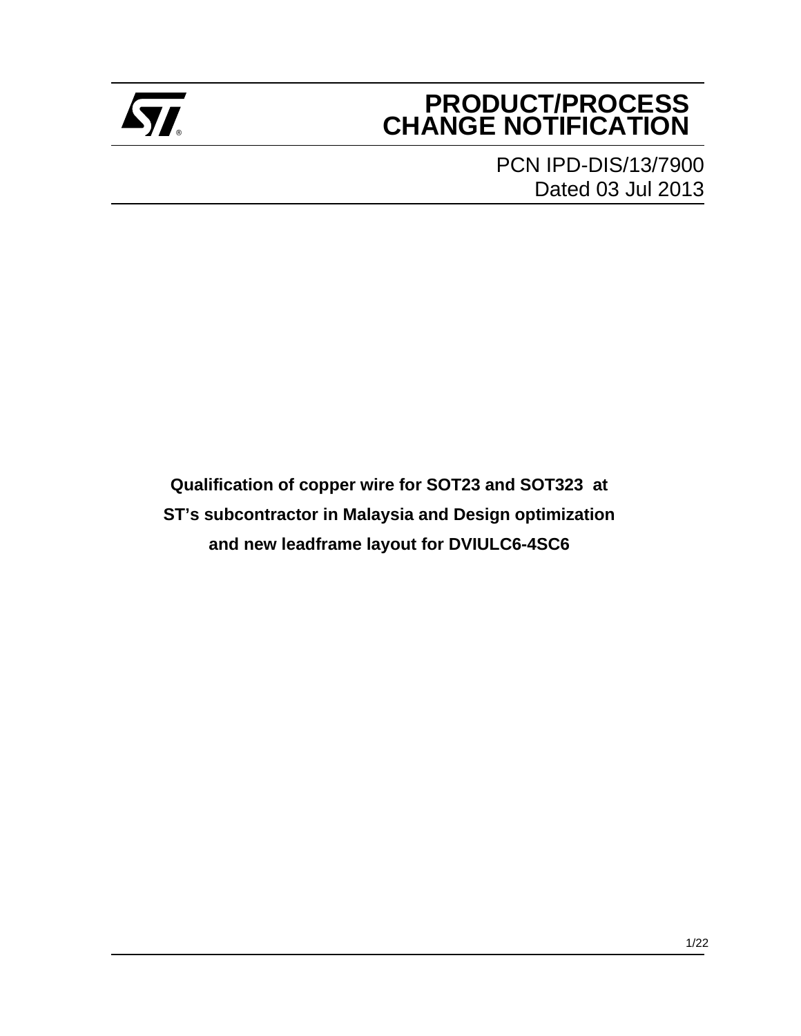# PRODUCT/PROCESS CHANGE NOTIFICATION

PCN IPD-DIS/13/7900
Dated 03 Jul 2013

**Qualification of copper wire for SOT23 and SOT323 at ST's subcontractor in Malaysia and Design optimization and new leadframe layout for DVIULC6-4SC6**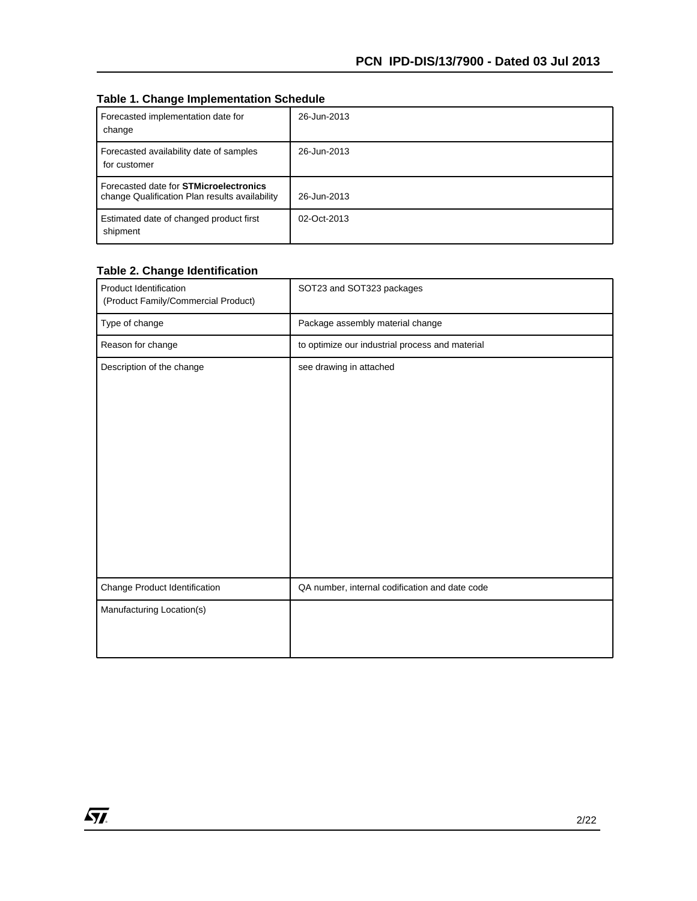**Table 1. Change Implementation Schedule**

| | |
|---|---|
| Forecasted implementation date for change | 26-Jun-2013 |
| Forecasted availability date of samples for customer | 26-Jun-2013 |
| Forecasted date for **STMicroelectronics** change Qualification Plan results availability | 26-Jun-2013 |
| Estimated date of changed product first shipment | 02-Oct-2013 |

**Table 2. Change Identification**

| | |
|---|---|
| Product Identification (Product Family/Commercial Product) | SOT23 and SOT323 packages |
| Type of change | Package assembly material change |
| Reason for change | to optimize our industrial process and material |
| Description of the change | see drawing in attached |
| Change Product Identification | QA number, internal codification and date code |
| Manufacturing Location(s) | |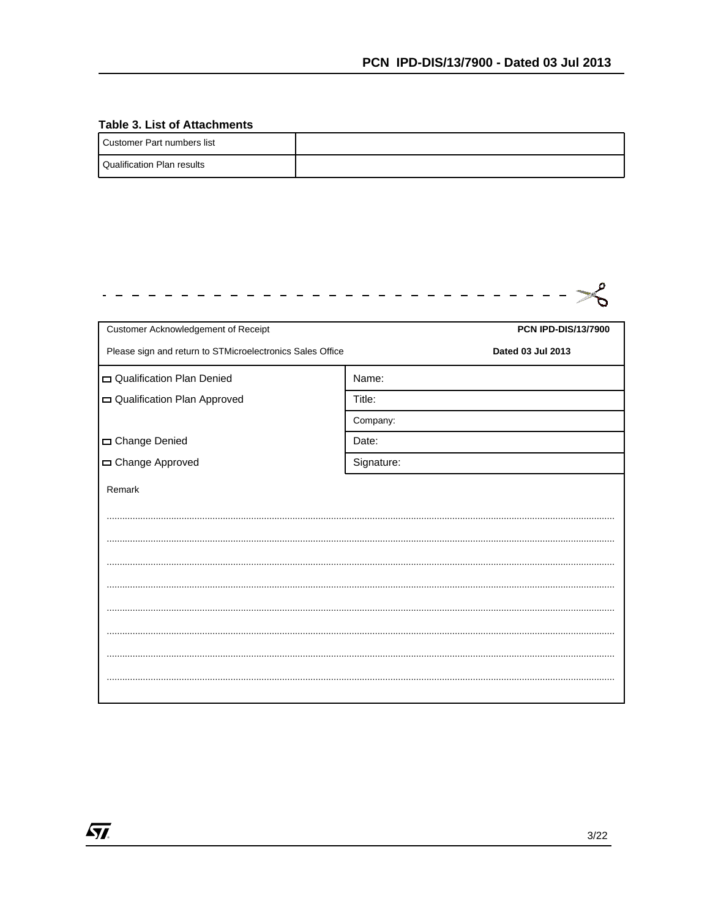**Table 3. List of Attachments**

| Customer Part numbers list | |
|---|---|
| Qualification Plan results | |

- - - - - - - - - - - - - - - - - - - - - - - - - - - - - -

| Customer Acknowledgement of Receipt<br>Please sign and return to STMicroelectronics Sales Office | **PCN IPD-DIS/13/7900**<br>**Dated 03 Jul 2013** |
|---|---|
| ☐ Qualification Plan Denied | Name: |
| ☐ Qualification Plan Approved | Title: |
| | Company: |
| ☐ Change Denied | Date: |
| ☐ Change Approved | Signature: |

Remark

..............................................................................................................................................................................................

..............................................................................................................................................................................................

..............................................................................................................................................................................................

..............................................................................................................................................................................................

..............................................................................................................................................................................................

..............................................................................................................................................................................................

..............................................................................................................................................................................................

..............................................................................................................................................................................................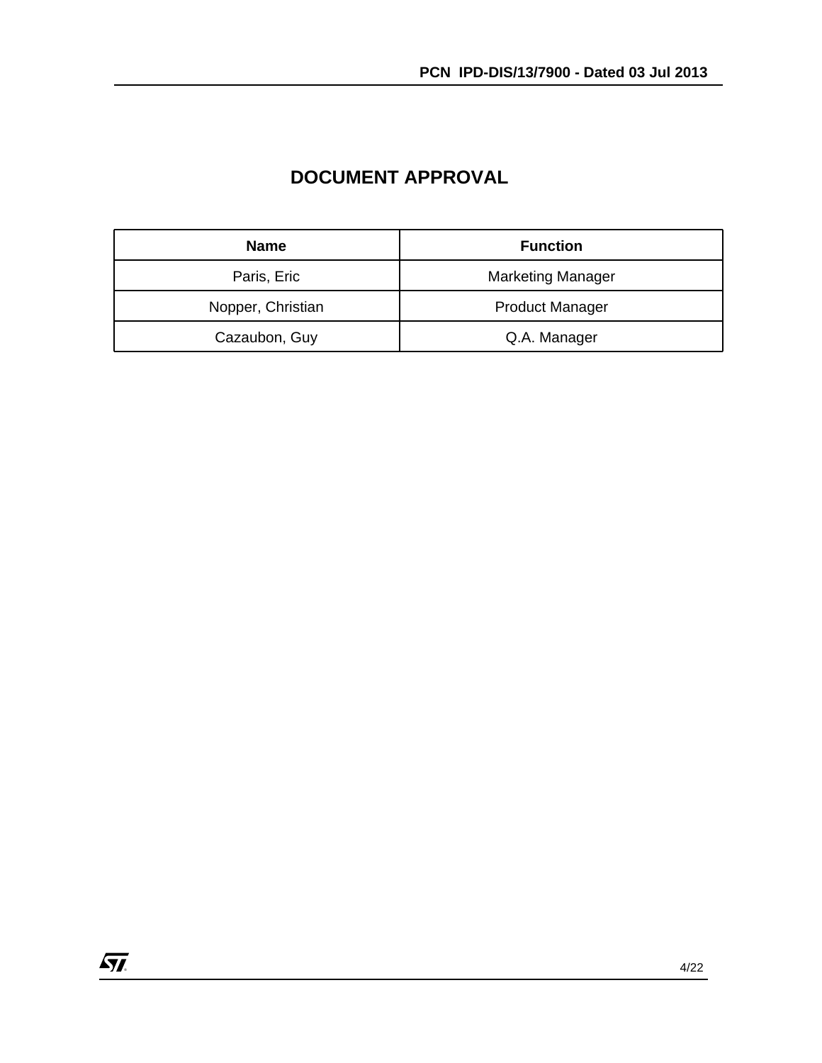# DOCUMENT APPROVAL

| Name | Function |
| --- | --- |
| Paris, Eric | Marketing Manager |
| Nopper, Christian | Product Manager |
| Cazaubon, Guy | Q.A. Manager |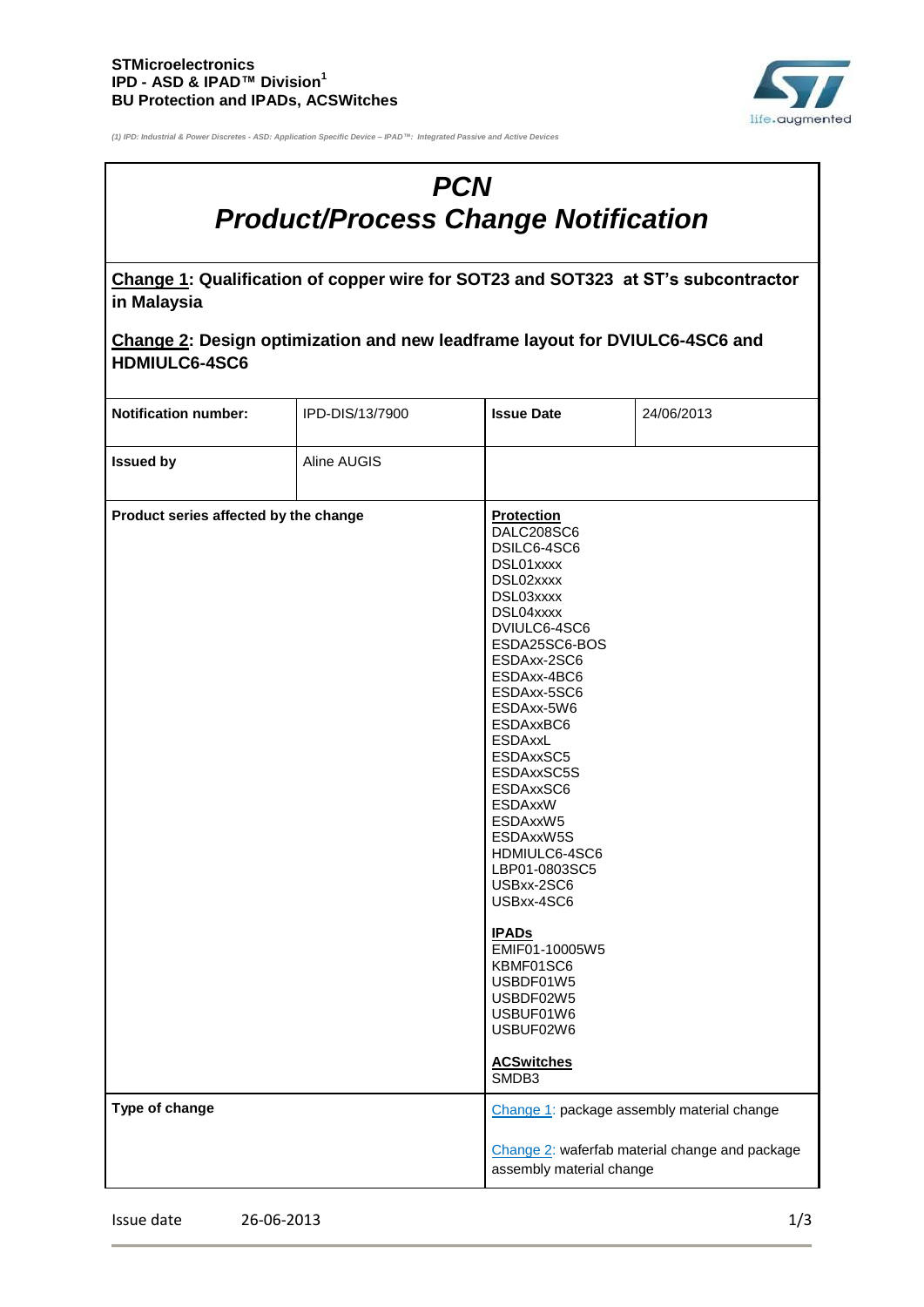**STMicroelectronics**
**IPD - ASD & IPAD™ Division[1]**
**BU Protection and IPADs, ACSWitches**

*(1) IPD: Industrial & Power Discretes - ASD: Application Specific Device – IPAD™: Integrated Passive and Active Devices*

# *PCN*
# *Product/Process Change Notification*

**Change 1: Qualification of copper wire for SOT23 and SOT323 at ST's subcontractor in Malaysia**

**Change 2: Design optimization and new leadframe layout for DVIULC6-4SC6 and HDMIULC6-4SC6**

| **Notification number:** | IPD-DIS/13/7900 | **Issue Date** | 24/06/2013 |
|---|---|---|---|
| **Issued by** | Aline AUGIS | | |
| **Product series affected by the change** | | **Protection**<br>DALC208SC6<br>DSILC6-4SC6<br>DSL01xxxx<br>DSL02xxxx<br>DSL03xxxx<br>DSL04xxxx<br>DVIULC6-4SC6<br>ESDA25SC6-BOS<br>ESDAxx-2SC6<br>ESDAxx-4BC6<br>ESDAxx-5SC6<br>ESDAxx-5W6<br>ESDAxxBC6<br>ESDAxxL<br>ESDAxxSC5<br>ESDAxxSC5S<br>ESDAxxSC6<br>ESDAxxW<br>ESDAxxW5<br>ESDAxxW5S<br>HDMIULC6-4SC6<br>LBP01-0803SC5<br>USBxx-2SC6<br>USBxx-4SC6<br><br>**IPADs**<br>EMIF01-10005W5<br>KBMF01SC6<br>USBDF01W5<br>USBDF02W5<br>USBUF01W6<br>USBUF02W6<br><br>**ACSwitches**<br>SMDB3 | |
| **Type of change** | | Change 1: package assembly material change<br><br>Change 2: waferfab material change and package assembly material change | |

Issue date 26-06-2013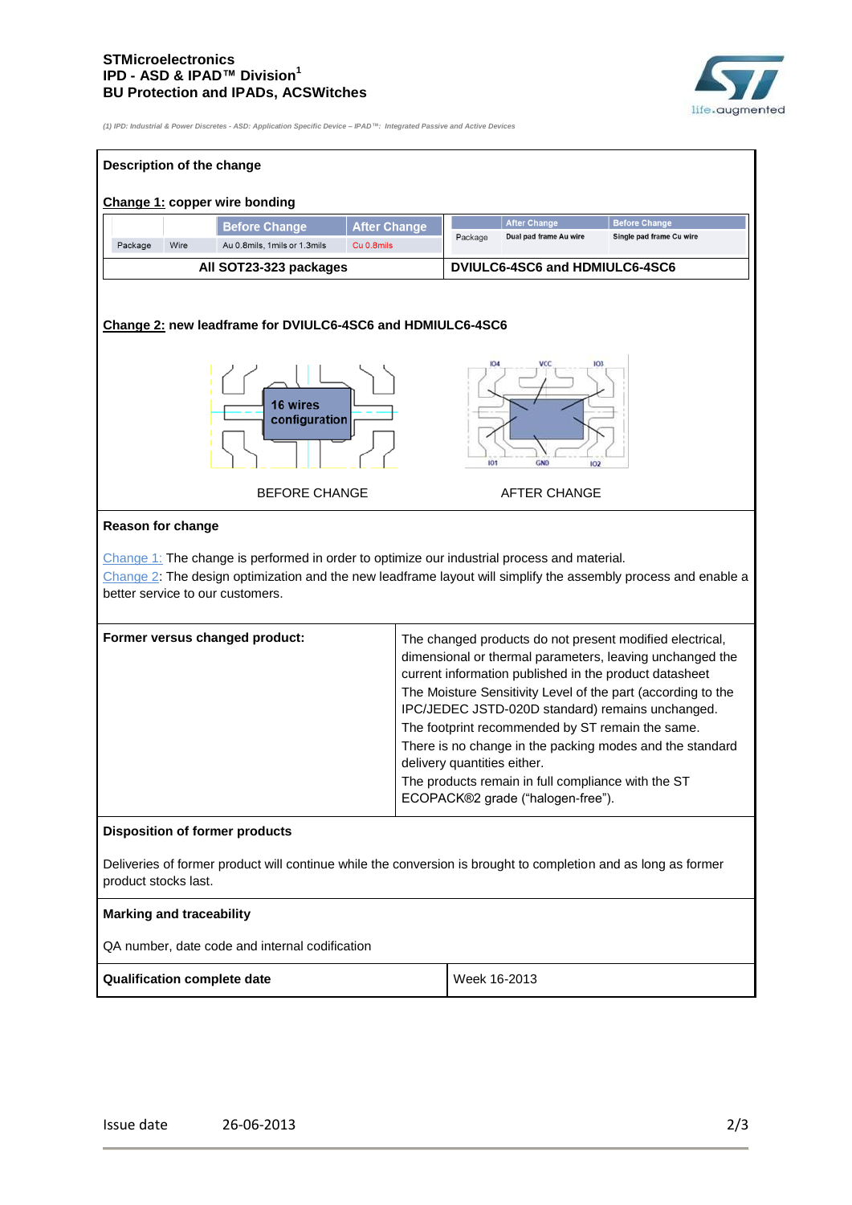STMicroelectronics
IPD - ASD & IPAD™ Division[1]
BU Protection and IPADs, ACSWitches

*(1) IPD: Industrial & Power Discretes - ASD: Application Specific Device – IPAD™: Integrated Passive and Active Devices*

**Description of the change**

**Change 1:** copper wire bonding

| | | Before Change | After Change |
|---|---|---|---|
| Package | Wire | Au 0.8mils, 1mils or 1.3mils | Cu 0.8mils |

**All SOT23-323 packages**

| | After Change | Before Change |
|---|---|---|
| Package | Dual pad frame Au wire | Single pad frame Cu wire |

**DVIULC6-4SC6 and HDMIULC6-4SC6**

**Change 2:** new leadframe for DVIULC6-4SC6 and HDMIULC6-4SC6

16 wires configuration

BEFORE CHANGE

IO4 VCC IO3 IO1 GND IO2

AFTER CHANGE

**Reason for change**

Change 1: The change is performed in order to optimize our industrial process and material.
Change 2: The design optimization and the new leadframe layout will simplify the assembly process and enable a better service to our customers.

| **Former versus changed product:** | The changed products do not present modified electrical, dimensional or thermal parameters, leaving unchanged the current information published in the product datasheet The Moisture Sensitivity Level of the part (according to the IPC/JEDEC JSTD-020D standard) remains unchanged. The footprint recommended by ST remain the same. There is no change in the packing modes and the standard delivery quantities either. The products remain in full compliance with the ST ECOPACK®2 grade ("halogen-free"). |
|---|---|

**Disposition of former products**

Deliveries of former product will continue while the conversion is brought to completion and as long as former product stocks last.

**Marking and traceability**

QA number, date code and internal codification

| **Qualification complete date** | Week 16-2013 |
|---|---|

Issue date 26-06-2013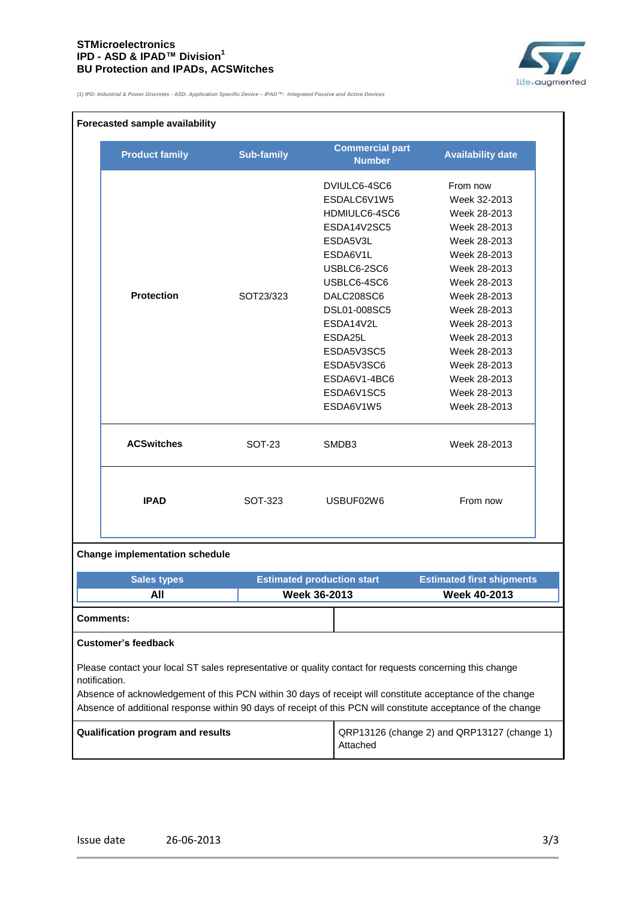**STMicroelectronics**
**IPD - ASD & IPAD™ Division[1]**
**BU Protection and IPADs, ACSWitches**

*(1) IPD: Industrial & Power Discretes - ASD: Application Specific Device – IPAD™: Integrated Passive and Active Devices*

**Forecasted sample availability**

| Product family | Sub-family | Commercial part Number | Availability date |
|---|---|---|---|
| Protection | SOT23/323 | DVIULC6-4SC6 | From now |
| | | ESDALC6V1W5 | Week 32-2013 |
| | | HDMIULC6-4SC6 | Week 28-2013 |
| | | ESDA14V2SC5 | Week 28-2013 |
| | | ESDA5V3L | Week 28-2013 |
| | | ESDA6V1L | Week 28-2013 |
| | | USBLC6-2SC6 | Week 28-2013 |
| | | USBLC6-4SC6 | Week 28-2013 |
| | | DALC208SC6 | Week 28-2013 |
| | | DSL01-008SC5 | Week 28-2013 |
| | | ESDA14V2L | Week 28-2013 |
| | | ESDA25L | Week 28-2013 |
| | | ESDA5V3SC5 | Week 28-2013 |
| | | ESDA5V3SC6 | Week 28-2013 |
| | | ESDA6V1-4BC6 | Week 28-2013 |
| | | ESDA6V1SC5 | Week 28-2013 |
| | | ESDA6V1W5 | Week 28-2013 |
| ACSwitches | SOT-23 | SMDB3 | Week 28-2013 |
| IPAD | SOT-323 | USBUF02W6 | From now |

**Change implementation schedule**

| Sales types | Estimated production start | Estimated first shipments |
|---|---|---|
| **All** | **Week 36-2013** | **Week 40-2013** |

**Comments:**

**Customer's feedback**

Please contact your local ST sales representative or quality contact for requests concerning this change notification.
Absence of acknowledgement of this PCN within 30 days of receipt will constitute acceptance of the change
Absence of additional response within 90 days of receipt of this PCN will constitute acceptance of the change

| **Qualification program and results** | QRP13126 (change 2) and QRP13127 (change 1) Attached |
|---|---|

Issue date 26-06-2013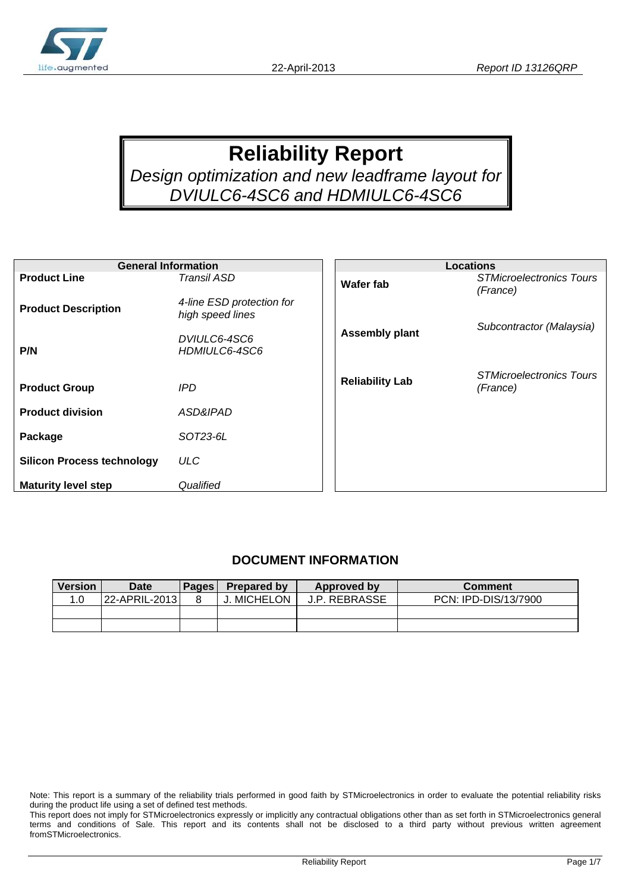# Reliability Report

*Design optimization and new leadframe layout for DVIULC6-4SC6 and HDMIULC6-4SC6*

| General Information | |
|---|---|
| **Product Line** | *Transil ASD* |
| **Product Description** | *4-line ESD protection for high speed lines* |
| **P/N** | *DVIULC6-4SC6*<br>*HDMIULC6-4SC6* |
| **Product Group** | *IPD* |
| **Product division** | *ASD&IPAD* |
| **Package** | *SOT23-6L* |
| **Silicon Process technology** | *ULC* |
| **Maturity level step** | *Qualified* |

| Locations | |
|---|---|
| **Wafer fab** | *STMicroelectronics Tours (France)* |
| **Assembly plant** | *Subcontractor (Malaysia)* |
| **Reliability Lab** | *STMicroelectronics Tours (France)* |

## DOCUMENT INFORMATION

| Version | Date | Pages | Prepared by | Approved by | Comment |
|---|---|---|---|---|---|
| 1.0 | 22-APRIL-2013 | 8 | J. MICHELON | J.P. REBRASSE | PCN: IPD-DIS/13/7900 |
| | | | | | |
| | | | | | |

Note: This report is a summary of the reliability trials performed in good faith by STMicroelectronics in order to evaluate the potential reliability risks during the product life using a set of defined test methods.
This report does not imply for STMicroelectronics expressly or implicitly any contractual obligations other than as set forth in STMicroelectronics general terms and conditions of Sale. This report and its contents shall not be disclosed to a third party without previous written agreement fromSTMicroelectronics.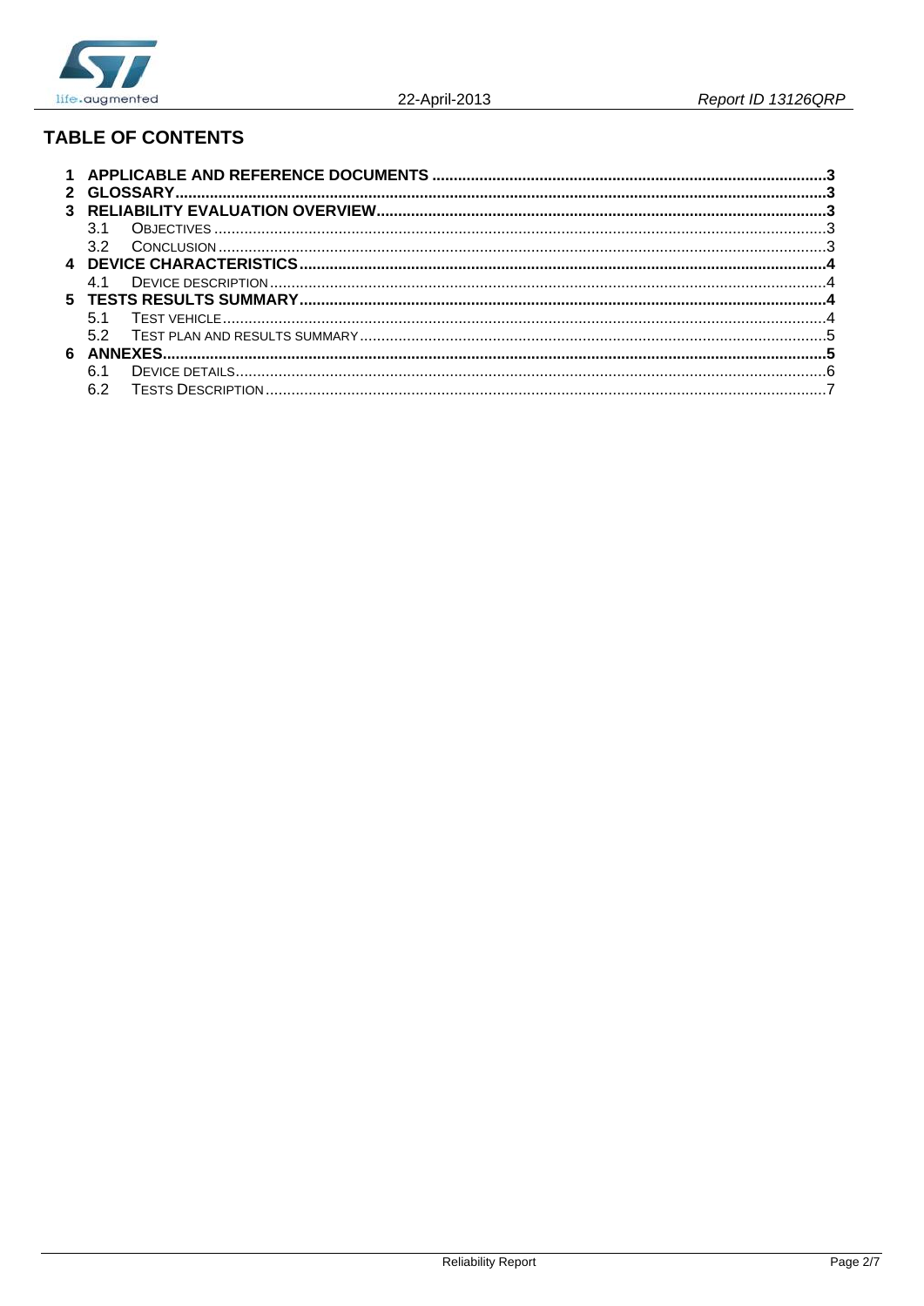## TABLE OF CONTENTS

1 APPLICABLE AND REFERENCE DOCUMENTS ..... 3
2 GLOSSARY ..... 3
3 RELIABILITY EVALUATION OVERVIEW ..... 3
 3.1 OBJECTIVES ..... 3
 3.2 CONCLUSION ..... 3
4 DEVICE CHARACTERISTICS ..... 4
 4.1 DEVICE DESCRIPTION ..... 4
5 TESTS RESULTS SUMMARY ..... 4
 5.1 TEST VEHICLE ..... 4
 5.2 TEST PLAN AND RESULTS SUMMARY ..... 5
6 ANNEXES ..... 5
 6.1 DEVICE DETAILS ..... 6
 6.2 TESTS DESCRIPTION ..... 7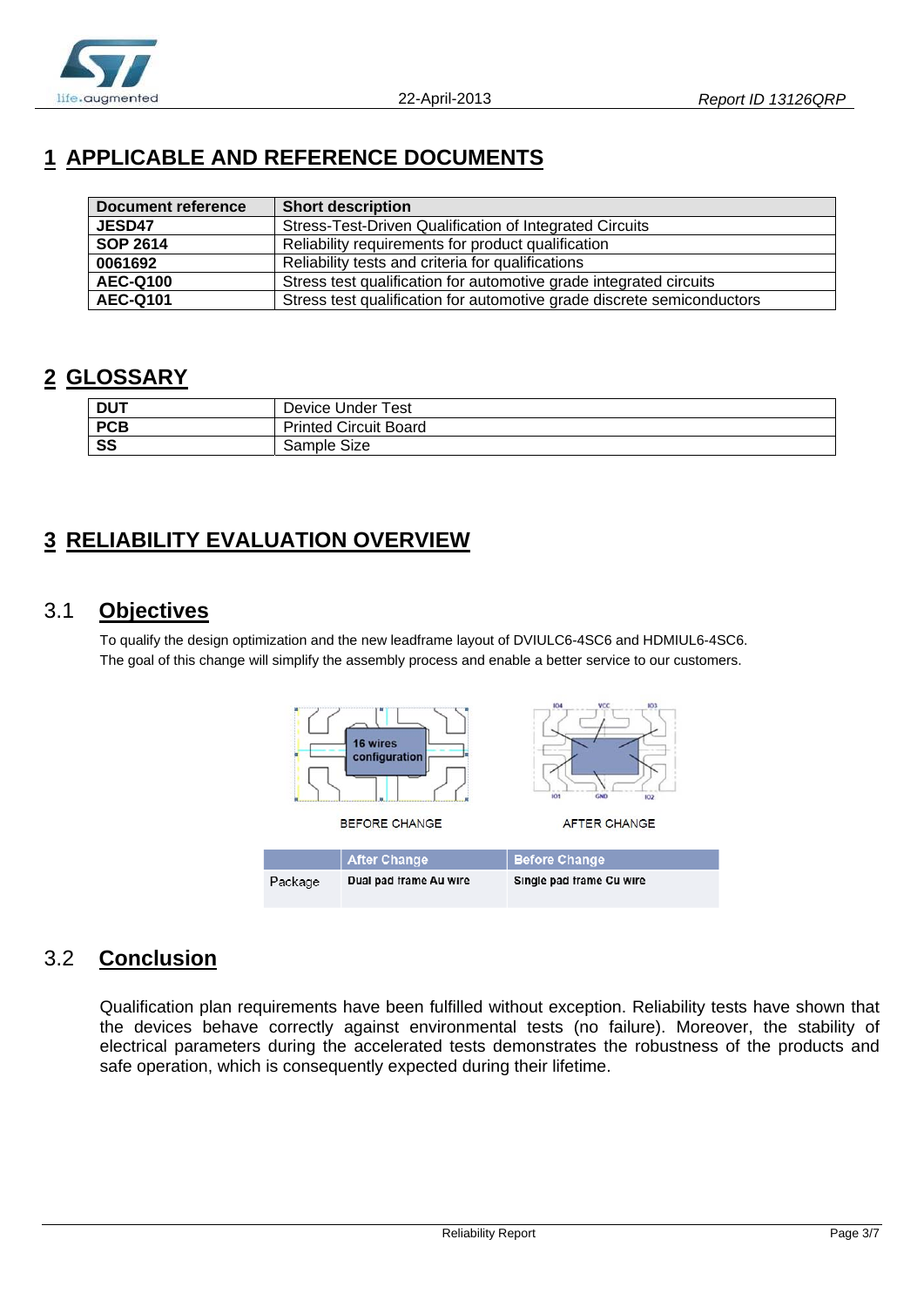# 1 APPLICABLE AND REFERENCE DOCUMENTS

| Document reference | Short description |
|---|---|
| **JESD47** | Stress-Test-Driven Qualification of Integrated Circuits |
| **SOP 2614** | Reliability requirements for product qualification |
| **0061692** | Reliability tests and criteria for qualifications |
| **AEC-Q100** | Stress test qualification for automotive grade integrated circuits |
| **AEC-Q101** | Stress test qualification for automotive grade discrete semiconductors |

# 2 GLOSSARY

| | |
|---|---|
| **DUT** | Device Under Test |
| **PCB** | Printed Circuit Board |
| **SS** | Sample Size |

# 3 RELIABILITY EVALUATION OVERVIEW

## 3.1 Objectives

To qualify the design optimization and the new leadframe layout of DVIULC6-4SC6 and HDMIUL6-4SC6.
The goal of this change will simplify the assembly process and enable a better service to our customers.

16 wires configuration

BEFORE CHANGE

IO4 VCC IO3 IO1 GND IO2

AFTER CHANGE

| | After Change | Before Change |
|---|---|---|
| Package | Dual pad frame Au wire | Single pad frame Cu wire |

## 3.2 Conclusion

Qualification plan requirements have been fulfilled without exception. Reliability tests have shown that the devices behave correctly against environmental tests (no failure). Moreover, the stability of electrical parameters during the accelerated tests demonstrates the robustness of the products and safe operation, which is consequently expected during their lifetime.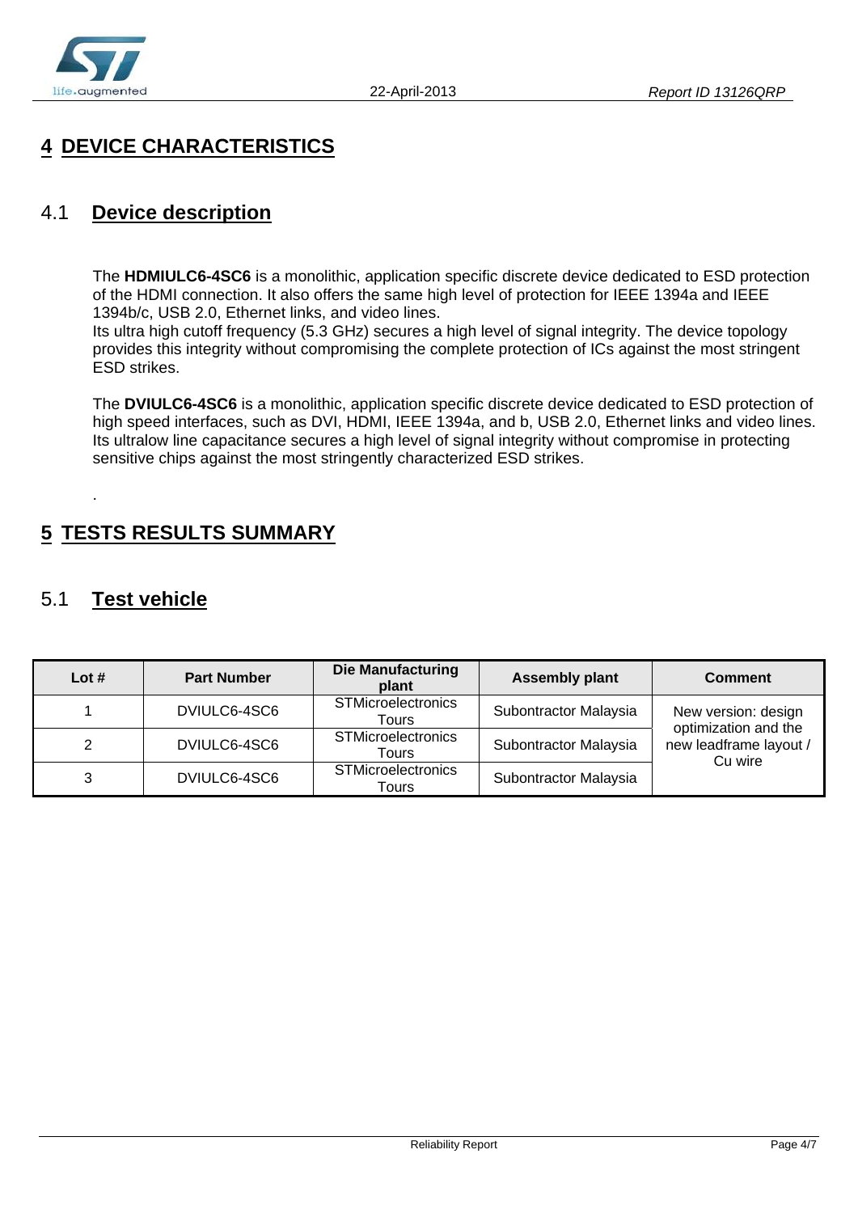# 4 DEVICE CHARACTERISTICS

## 4.1 Device description

The **HDMIULC6-4SC6** is a monolithic, application specific discrete device dedicated to ESD protection of the HDMI connection. It also offers the same high level of protection for IEEE 1394a and IEEE 1394b/c, USB 2.0, Ethernet links, and video lines.
Its ultra high cutoff frequency (5.3 GHz) secures a high level of signal integrity. The device topology provides this integrity without compromising the complete protection of ICs against the most stringent ESD strikes.

The **DVIULC6-4SC6** is a monolithic, application specific discrete device dedicated to ESD protection of high speed interfaces, such as DVI, HDMI, IEEE 1394a, and b, USB 2.0, Ethernet links and video lines. Its ultralow line capacitance secures a high level of signal integrity without compromise in protecting sensitive chips against the most stringently characterized ESD strikes.

.

# 5 TESTS RESULTS SUMMARY

## 5.1 Test vehicle

| Lot # | Part Number | Die Manufacturing plant | Assembly plant | Comment |
|---|---|---|---|---|
| 1 | DVIULC6-4SC6 | STMicroelectronics Tours | Subontractor Malaysia | New version: design optimization and the new leadframe layout / Cu wire |
| 2 | DVIULC6-4SC6 | STMicroelectronics Tours | Subontractor Malaysia | |
| 3 | DVIULC6-4SC6 | STMicroelectronics Tours | Subontractor Malaysia | |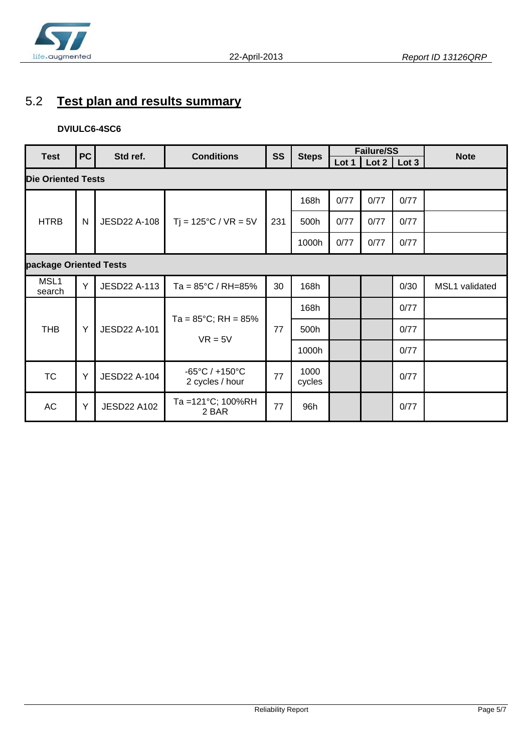## 5.2 Test plan and results summary

**DVIULC6-4SC6**

| Test | PC | Std ref. | Conditions | SS | Steps | Failure/SS | | | Note |
|---|---|---|---|---|---|---|---|---|---|
| | | | | | | Lot 1 | Lot 2 | Lot 3 | |
| **Die Oriented Tests** | | | | | | | | | |
| HTRB | N | JESD22 A-108 | Tj = 125°C / VR = 5V | 231 | 168h | 0/77 | 0/77 | 0/77 | |
| | | | | | 500h | 0/77 | 0/77 | 0/77 | |
| | | | | | 1000h | 0/77 | 0/77 | 0/77 | |
| **package Oriented Tests** | | | | | | | | | |
| MSL1 search | Y | JESD22 A-113 | Ta = 85°C / RH=85% | 30 | 168h | | | 0/30 | MSL1 validated |
| THB | Y | JESD22 A-101 | Ta = 85°C; RH = 85% VR = 5V | 77 | 168h | | | 0/77 | |
| | | | | | 500h | | | 0/77 | |
| | | | | | 1000h | | | 0/77 | |
| TC | Y | JESD22 A-104 | -65°C / +150°C 2 cycles / hour | 77 | 1000 cycles | | | 0/77 | |
| AC | Y | JESD22 A102 | Ta =121°C; 100%RH 2 BAR | 77 | 96h | | | 0/77 | |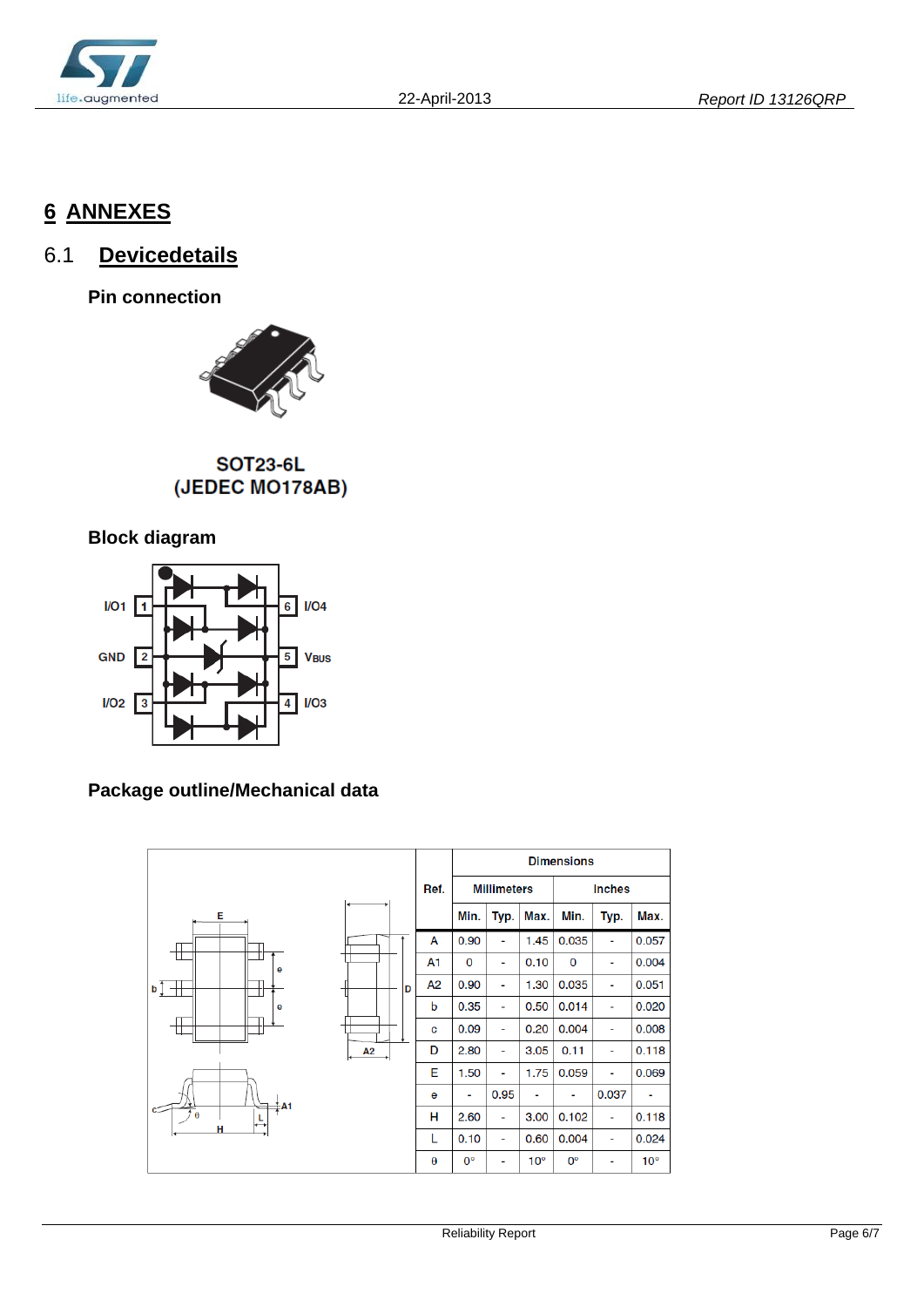# 6 ANNEXES

## 6.1 Devicedetails

### Pin connection

SOT23-6L
(JEDEC MO178AB)

### Block diagram

### Package outline/Mechanical data

| Ref. | Dimensions | | | | | |
|---|---|---|---|---|---|---|
| | Millimeters | | | Inches | | |
| | Min. | Typ. | Max. | Min. | Typ. | Max. |
| A | 0.90 | - | 1.45 | 0.035 | - | 0.057 |
| A1 | 0 | - | 0.10 | 0 | - | 0.004 |
| A2 | 0.90 | - | 1.30 | 0.035 | - | 0.051 |
| b | 0.35 | - | 0.50 | 0.014 | - | 0.020 |
| c | 0.09 | - | 0.20 | 0.004 | - | 0.008 |
| D | 2.80 | - | 3.05 | 0.11 | - | 0.118 |
| E | 1.50 | - | 1.75 | 0.059 | - | 0.069 |
| e | - | 0.95 | - | - | 0.037 | - |
| H | 2.60 | - | 3.00 | 0.102 | - | 0.118 |
| L | 0.10 | - | 0.60 | 0.004 | - | 0.024 |
| θ | 0° | - | 10° | 0° | - | 10° |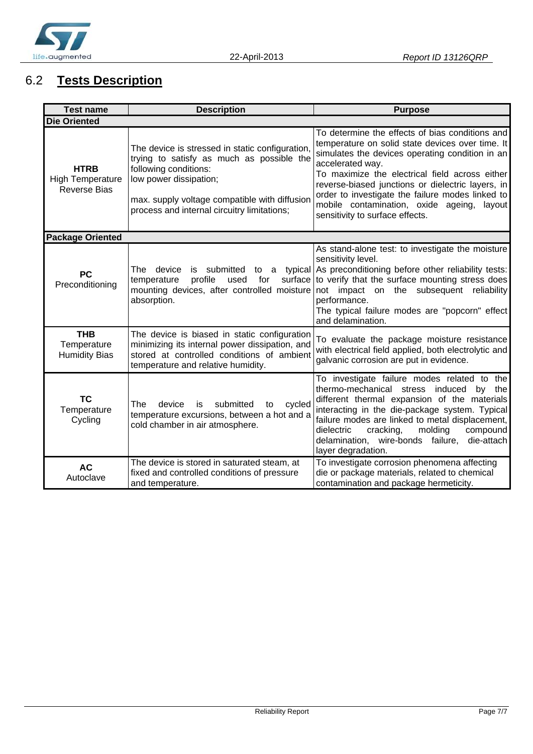## 6.2 **Tests Description**

| Test name | Description | Purpose |
|---|---|---|
| **Die Oriented** | | |
| **HTRB** High Temperature Reverse Bias | The device is stressed in static configuration, trying to satisfy as much as possible the following conditions: low power dissipation; max. supply voltage compatible with diffusion process and internal circuitry limitations; | To determine the effects of bias conditions and temperature on solid state devices over time. It simulates the devices operating condition in an accelerated way. To maximize the electrical field across either reverse-biased junctions or dielectric layers, in order to investigate the failure modes linked to mobile contamination, oxide ageing, layout sensitivity to surface effects. |
| **Package Oriented** | | |
| **PC** Preconditioning | The device is submitted to a typical temperature profile used for surface mounting devices, after controlled moisture absorption. | As stand-alone test: to investigate the moisture sensitivity level. As preconditioning before other reliability tests: to verify that the surface mounting stress does not impact on the subsequent reliability performance. The typical failure modes are "popcorn" effect and delamination. |
| **THB** Temperature Humidity Bias | The device is biased in static configuration minimizing its internal power dissipation, and stored at controlled conditions of ambient temperature and relative humidity. | To evaluate the package moisture resistance with electrical field applied, both electrolytic and galvanic corrosion are put in evidence. |
| **TC** Temperature Cycling | The device is submitted to cycled temperature excursions, between a hot and a cold chamber in air atmosphere. | To investigate failure modes related to the thermo-mechanical stress induced by the different thermal expansion of the materials interacting in the die-package system. Typical failure modes are linked to metal displacement, dielectric cracking, molding compound delamination, wire-bonds failure, die-attach layer degradation. |
| **AC** Autoclave | The device is stored in saturated steam, at fixed and controlled conditions of pressure and temperature. | To investigate corrosion phenomena affecting die or package materials, related to chemical contamination and package hermeticity. |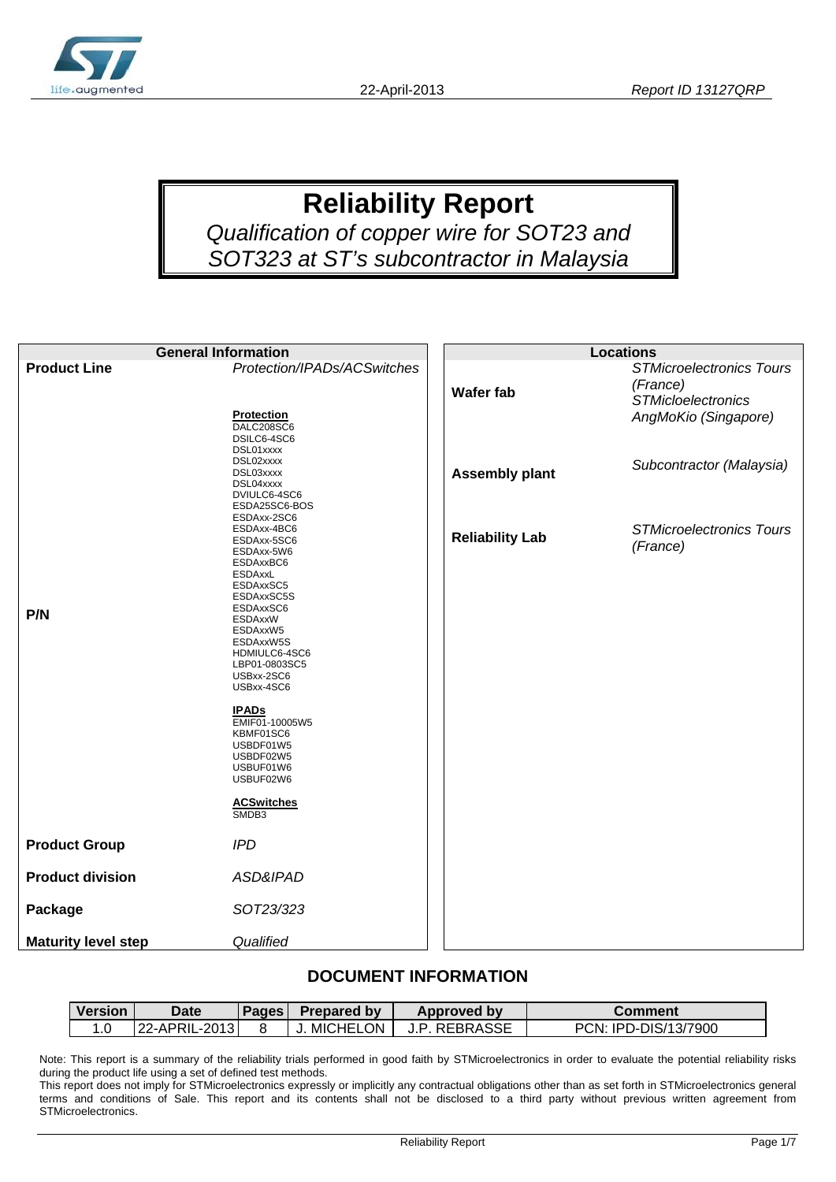# Reliability Report

*Qualification of copper wire for SOT23 and SOT323 at ST's subcontractor in Malaysia*

| General Information | |
|---|---|
| **Product Line** | *Protection/IPADs/ACSwitches* |
| **P/N** | **Protection**<br>DALC208SC6<br>DSILC6-4SC6<br>DSL01xxxx<br>DSL02xxxx<br>DSL03xxxx<br>DSL04xxxx<br>DVIULC6-4SC6<br>ESDA25SC6-BOS<br>ESDAxx-2SC6<br>ESDAxx-4BC6<br>ESDAxx-5SC6<br>ESDAxx-5W6<br>ESDAxxBC6<br>ESDAxxL<br>ESDAxxSC5<br>ESDAxxSC5S<br>ESDAxxSC6<br>ESDAxxW<br>ESDAxxW5<br>ESDAxxW5S<br>HDMIULC6-4SC6<br>LBP01-0803SC5<br>USBxx-2SC6<br>USBxx-4SC6<br><br>**IPADs**<br>EMIF01-10005W5<br>KBMF01SC6<br>USBDF01W5<br>USBDF02W5<br>USBUF01W6<br>USBUF02W6<br><br>**ACSwitches**<br>SMDB3 |
| **Product Group** | *IPD* |
| **Product division** | *ASD&IPAD* |
| **Package** | *SOT23/323* |
| **Maturity level step** | *Qualified* |

| Locations | |
|---|---|
| **Wafer fab** | *STMicroelectronics Tours (France)*<br>*STMicloelectronics AngMoKio (Singapore)* |
| **Assembly plant** | *Subcontractor (Malaysia)* |
| **Reliability Lab** | *STMicroelectronics Tours (France)* |

## DOCUMENT INFORMATION

| Version | Date | Pages | Prepared by | Approved by | Comment |
|---|---|---|---|---|---|
| 1.0 | 22-APRIL-2013 | 8 | J. MICHELON | J.P. REBRASSE | PCN: IPD-DIS/13/7900 |

Note: This report is a summary of the reliability trials performed in good faith by STMicroelectronics in order to evaluate the potential reliability risks during the product life using a set of defined test methods.

This report does not imply for STMicroelectronics expressly or implicitly any contractual obligations other than as set forth in STMicroelectronics general terms and conditions of Sale. This report and its contents shall not be disclosed to a third party without previous written agreement from STMicroelectronics.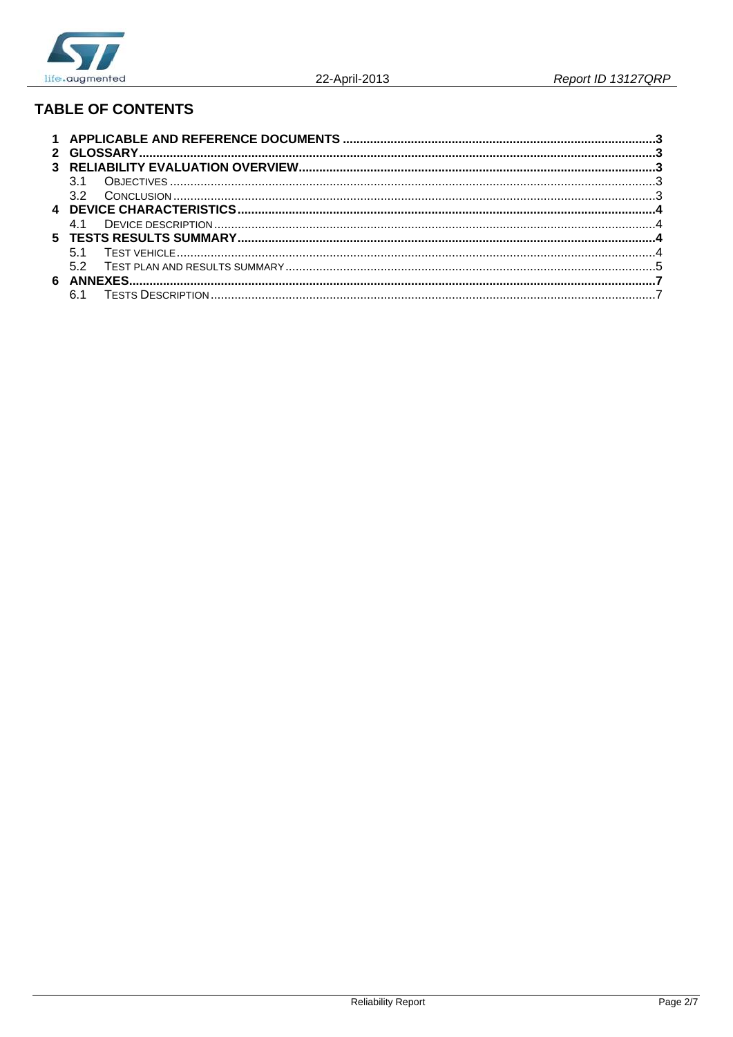## TABLE OF CONTENTS

**1 APPLICABLE AND REFERENCE DOCUMENTS** ........ 3
**2 GLOSSARY** ........ 3
**3 RELIABILITY EVALUATION OVERVIEW** ........ 3
  3.1 OBJECTIVES ........ 3
  3.2 CONCLUSION ........ 3
**4 DEVICE CHARACTERISTICS** ........ 4
  4.1 DEVICE DESCRIPTION ........ 4
**5 TESTS RESULTS SUMMARY** ........ 4
  5.1 TEST VEHICLE ........ 4
  5.2 TEST PLAN AND RESULTS SUMMARY ........ 5
**6 ANNEXES** ........ 7
  6.1 TESTS DESCRIPTION ........ 7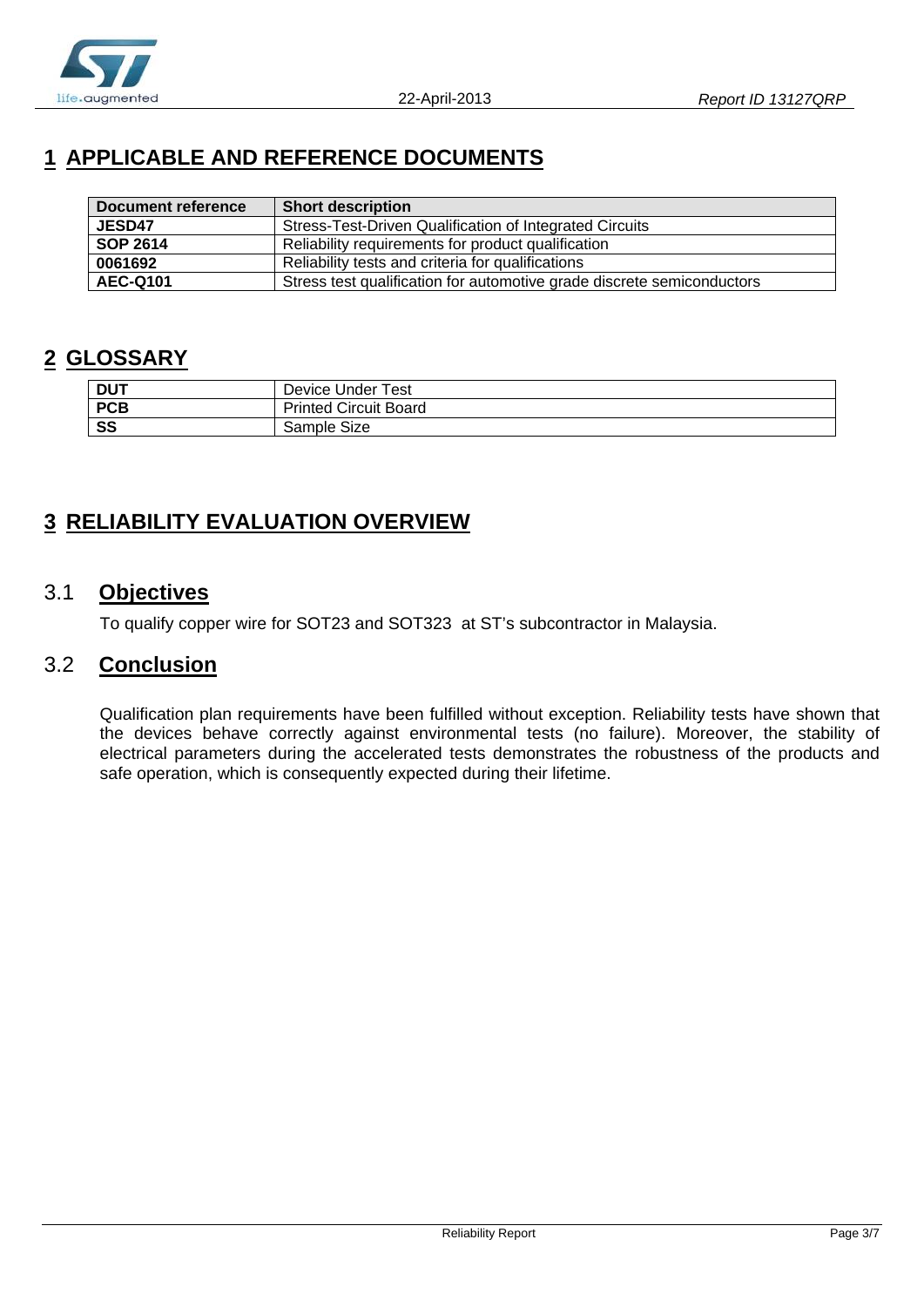# 1 APPLICABLE AND REFERENCE DOCUMENTS

| Document reference | Short description |
|---|---|
| **JESD47** | Stress-Test-Driven Qualification of Integrated Circuits |
| **SOP 2614** | Reliability requirements for product qualification |
| **0061692** | Reliability tests and criteria for qualifications |
| **AEC-Q101** | Stress test qualification for automotive grade discrete semiconductors |

# 2 GLOSSARY

| | |
|---|---|
| **DUT** | Device Under Test |
| **PCB** | Printed Circuit Board |
| **SS** | Sample Size |

# 3 RELIABILITY EVALUATION OVERVIEW

## 3.1 Objectives

To qualify copper wire for SOT23 and SOT323 at ST's subcontractor in Malaysia.

## 3.2 Conclusion

Qualification plan requirements have been fulfilled without exception. Reliability tests have shown that the devices behave correctly against environmental tests (no failure). Moreover, the stability of electrical parameters during the accelerated tests demonstrates the robustness of the products and safe operation, which is consequently expected during their lifetime.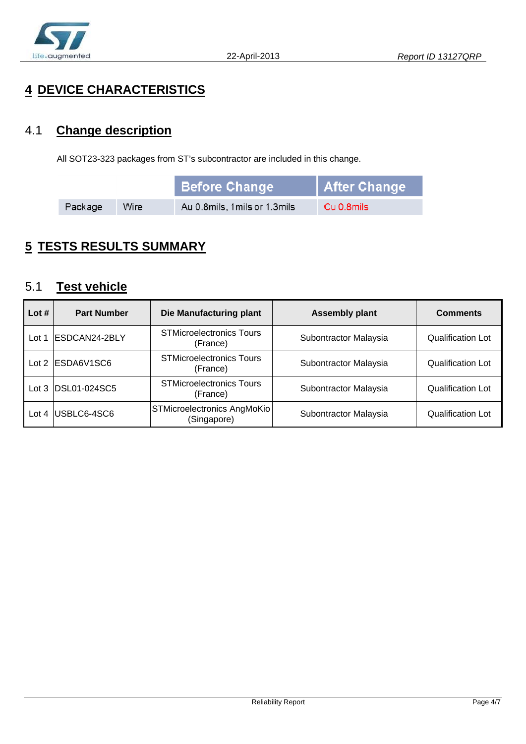# 4 DEVICE CHARACTERISTICS

## 4.1 Change description

All SOT23-323 packages from ST's subcontractor are included in this change.

| | | Before Change | After Change |
|---|---|---|---|
| Package | Wire | Au 0.8mils, 1mils or 1.3mils | Cu 0.8mils |

# 5 TESTS RESULTS SUMMARY

## 5.1 Test vehicle

| Lot # | Part Number | Die Manufacturing plant | Assembly plant | Comments |
|---|---|---|---|---|
| Lot 1 | ESDCAN24-2BLY | STMicroelectronics Tours (France) | Subontractor Malaysia | Qualification Lot |
| Lot 2 | ESDA6V1SC6 | STMicroelectronics Tours (France) | Subontractor Malaysia | Qualification Lot |
| Lot 3 | DSL01-024SC5 | STMicroelectronics Tours (France) | Subontractor Malaysia | Qualification Lot |
| Lot 4 | USBLC6-4SC6 | STMicroelectronics AngMoKio (Singapore) | Subontractor Malaysia | Qualification Lot |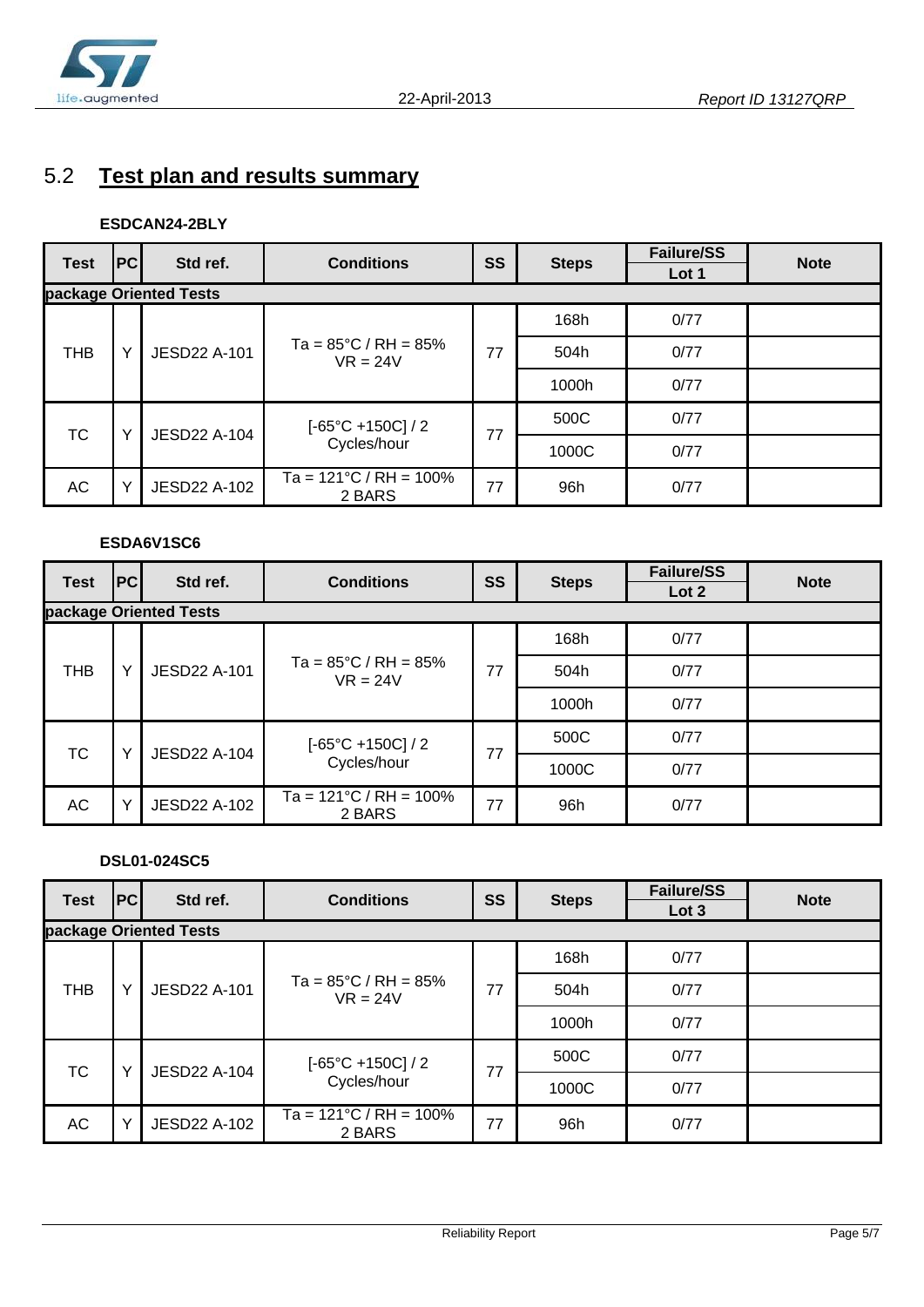## 5.2 Test plan and results summary

**ESDCAN24-2BLY**

| Test | PC | Std ref. | Conditions | SS | Steps | Failure/SS | Note |
|---|---|---|---|---|---|---|---|
| | | | | | | Lot 1 | |
| **package Oriented Tests** | | | | | | | |
| THB | Y | JESD22 A-101 | Ta = 85°C / RH = 85% VR = 24V | 77 | 168h | 0/77 | |
| | | | | | 504h | 0/77 | |
| | | | | | 1000h | 0/77 | |
| TC | Y | JESD22 A-104 | [-65°C +150C] / 2 Cycles/hour | 77 | 500C | 0/77 | |
| | | | | | 1000C | 0/77 | |
| AC | Y | JESD22 A-102 | Ta = 121°C / RH = 100% 2 BARS | 77 | 96h | 0/77 | |

**ESDA6V1SC6**

| Test | PC | Std ref. | Conditions | SS | Steps | Failure/SS | Note |
|---|---|---|---|---|---|---|---|
| | | | | | | Lot 2 | |
| **package Oriented Tests** | | | | | | | |
| THB | Y | JESD22 A-101 | Ta = 85°C / RH = 85% VR = 24V | 77 | 168h | 0/77 | |
| | | | | | 504h | 0/77 | |
| | | | | | 1000h | 0/77 | |
| TC | Y | JESD22 A-104 | [-65°C +150C] / 2 Cycles/hour | 77 | 500C | 0/77 | |
| | | | | | 1000C | 0/77 | |
| AC | Y | JESD22 A-102 | Ta = 121°C / RH = 100% 2 BARS | 77 | 96h | 0/77 | |

**DSL01-024SC5**

| Test | PC | Std ref. | Conditions | SS | Steps | Failure/SS | Note |
|---|---|---|---|---|---|---|---|
| | | | | | | Lot 3 | |
| **package Oriented Tests** | | | | | | | |
| THB | Y | JESD22 A-101 | Ta = 85°C / RH = 85% VR = 24V | 77 | 168h | 0/77 | |
| | | | | | 504h | 0/77 | |
| | | | | | 1000h | 0/77 | |
| TC | Y | JESD22 A-104 | [-65°C +150C] / 2 Cycles/hour | 77 | 500C | 0/77 | |
| | | | | | 1000C | 0/77 | |
| AC | Y | JESD22 A-102 | Ta = 121°C / RH = 100% 2 BARS | 77 | 96h | 0/77 | |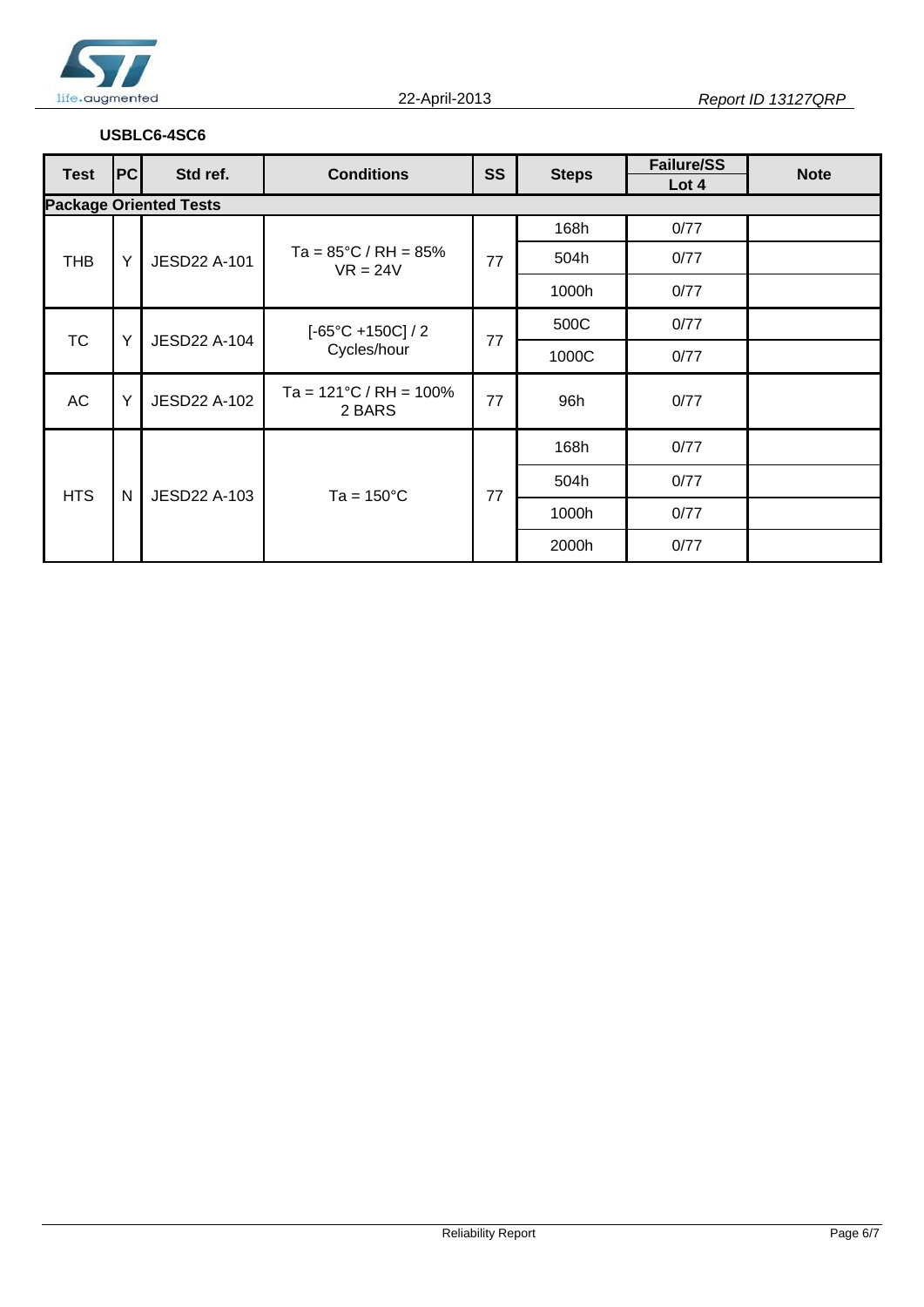**USBLC6-4SC6**

| Test | PC | Std ref. | Conditions | SS | Steps | Failure/SS Lot 4 | Note |
|---|---|---|---|---|---|---|---|
| **Package Oriented Tests** | | | | | | | |
| THB | Y | JESD22 A-101 | Ta = 85°C / RH = 85% VR = 24V | 77 | 168h | 0/77 | |
| | | | | | 504h | 0/77 | |
| | | | | | 1000h | 0/77 | |
| TC | Y | JESD22 A-104 | [-65°C +150C] / 2 Cycles/hour | 77 | 500C | 0/77 | |
| | | | | | 1000C | 0/77 | |
| AC | Y | JESD22 A-102 | Ta = 121°C / RH = 100% 2 BARS | 77 | 96h | 0/77 | |
| HTS | N | JESD22 A-103 | Ta = 150°C | 77 | 168h | 0/77 | |
| | | | | | 504h | 0/77 | |
| | | | | | 1000h | 0/77 | |
| | | | | | 2000h | 0/77 | |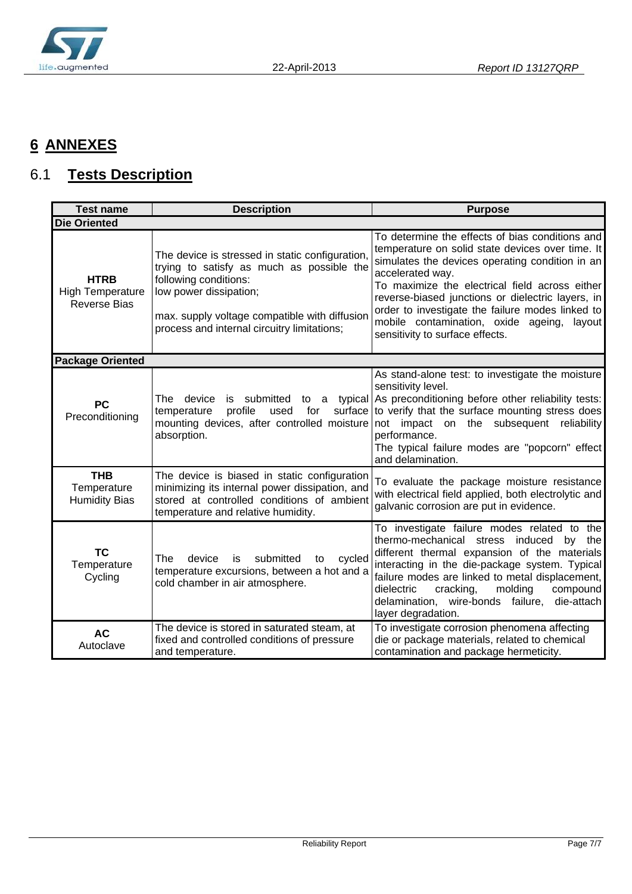# 6 ANNEXES

## 6.1 Tests Description

| Test name | Description | Purpose |
|---|---|---|
| **Die Oriented** | | |
| **HTRB** High Temperature Reverse Bias | The device is stressed in static configuration, trying to satisfy as much as possible the following conditions: low power dissipation; max. supply voltage compatible with diffusion process and internal circuitry limitations; | To determine the effects of bias conditions and temperature on solid state devices over time. It simulates the devices operating condition in an accelerated way. To maximize the electrical field across either reverse-biased junctions or dielectric layers, in order to investigate the failure modes linked to mobile contamination, oxide ageing, layout sensitivity to surface effects. |
| **Package Oriented** | | |
| **PC** Preconditioning | The device is submitted to a typical temperature profile used for surface mounting devices, after controlled moisture absorption. | As stand-alone test: to investigate the moisture sensitivity level. As preconditioning before other reliability tests: to verify that the surface mounting stress does not impact on the subsequent reliability performance. The typical failure modes are "popcorn" effect and delamination. |
| **THB** Temperature Humidity Bias | The device is biased in static configuration minimizing its internal power dissipation, and stored at controlled conditions of ambient temperature and relative humidity. | To evaluate the package moisture resistance with electrical field applied, both electrolytic and galvanic corrosion are put in evidence. |
| **TC** Temperature Cycling | The device is submitted to cycled temperature excursions, between a hot and a cold chamber in air atmosphere. | To investigate failure modes related to the thermo-mechanical stress induced by the different thermal expansion of the materials interacting in the die-package system. Typical failure modes are linked to metal displacement, dielectric cracking, molding compound delamination, wire-bonds failure, die-attach layer degradation. |
| **AC** Autoclave | The device is stored in saturated steam, at fixed and controlled conditions of pressure and temperature. | To investigate corrosion phenomena affecting die or package materials, related to chemical contamination and package hermeticity. |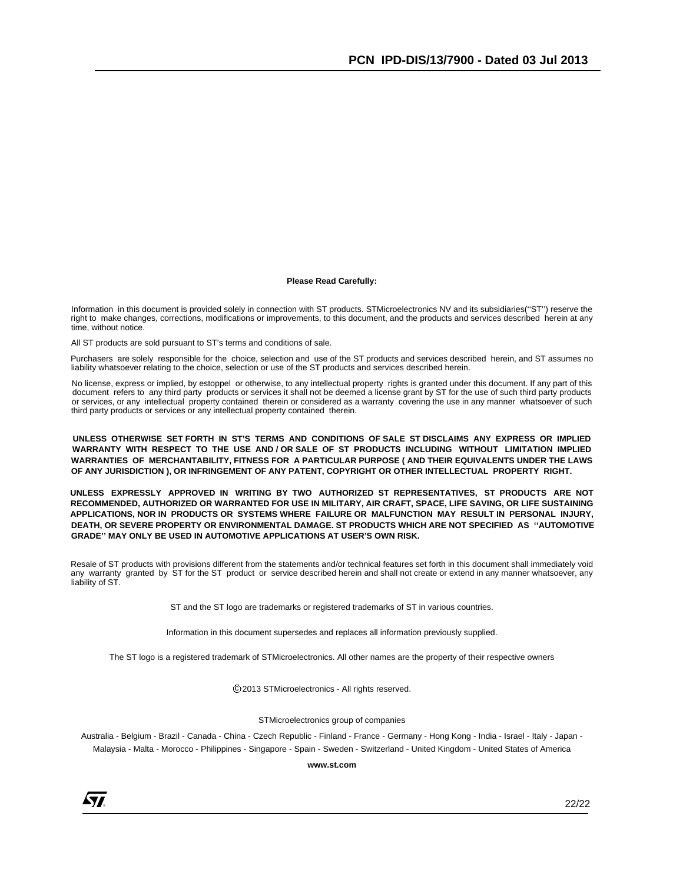**Please Read Carefully:**

Information in this document is provided solely in connection with ST products. STMicroelectronics NV and its subsidiaries(''ST'') reserve the right to make changes, corrections, modifications or improvements, to this document, and the products and services described herein at any time, without notice.

All ST products are sold pursuant to ST's terms and conditions of sale.

Purchasers are solely responsible for the choice, selection and use of the ST products and services described herein, and ST assumes no liability whatsoever relating to the choice, selection or use of the ST products and services described herein.

No license, express or implied, by estoppel or otherwise, to any intellectual property rights is granted under this document. If any part of this document refers to any third party products or services it shall not be deemed a license grant by ST for the use of such third party products or services, or any intellectual property contained therein or considered as a warranty covering the use in any manner whatsoever of such third party products or services or any intellectual property contained therein.

**UNLESS OTHERWISE SET FORTH IN ST'S TERMS AND CONDITIONS OF SALE ST DISCLAIMS ANY EXPRESS OR IMPLIED WARRANTY WITH RESPECT TO THE USE AND / OR SALE OF ST PRODUCTS INCLUDING WITHOUT LIMITATION IMPLIED WARRANTIES OF MERCHANTABILITY, FITNESS FOR A PARTICULAR PURPOSE ( AND THEIR EQUIVALENTS UNDER THE LAWS OF ANY JURISDICTION ), OR INFRINGEMENT OF ANY PATENT, COPYRIGHT OR OTHER INTELLECTUAL PROPERTY RIGHT.**

**UNLESS EXPRESSLY APPROVED IN WRITING BY TWO AUTHORIZED ST REPRESENTATIVES, ST PRODUCTS ARE NOT RECOMMENDED, AUTHORIZED OR WARRANTED FOR USE IN MILITARY, AIR CRAFT, SPACE, LIFE SAVING, OR LIFE SUSTAINING APPLICATIONS, NOR IN PRODUCTS OR SYSTEMS WHERE FAILURE OR MALFUNCTION MAY RESULT IN PERSONAL INJURY, DEATH, OR SEVERE PROPERTY OR ENVIRONMENTAL DAMAGE. ST PRODUCTS WHICH ARE NOT SPECIFIED AS ''AUTOMOTIVE GRADE'' MAY ONLY BE USED IN AUTOMOTIVE APPLICATIONS AT USER'S OWN RISK.**

Resale of ST products with provisions different from the statements and/or technical features set forth in this document shall immediately void any warranty granted by ST for the ST product or service described herein and shall not create or extend in any manner whatsoever, any liability of ST.

ST and the ST logo are trademarks or registered trademarks of ST in various countries.

Information in this document supersedes and replaces all information previously supplied.

The ST logo is a registered trademark of STMicroelectronics. All other names are the property of their respective owners

© 2013 STMicroelectronics - All rights reserved.

STMicroelectronics group of companies

Australia - Belgium - Brazil - Canada - China - Czech Republic - Finland - France - Germany - Hong Kong - India - Israel - Italy - Japan - Malaysia - Malta - Morocco - Philippines - Singapore - Spain - Sweden - Switzerland - United Kingdom - United States of America

**www.st.com**